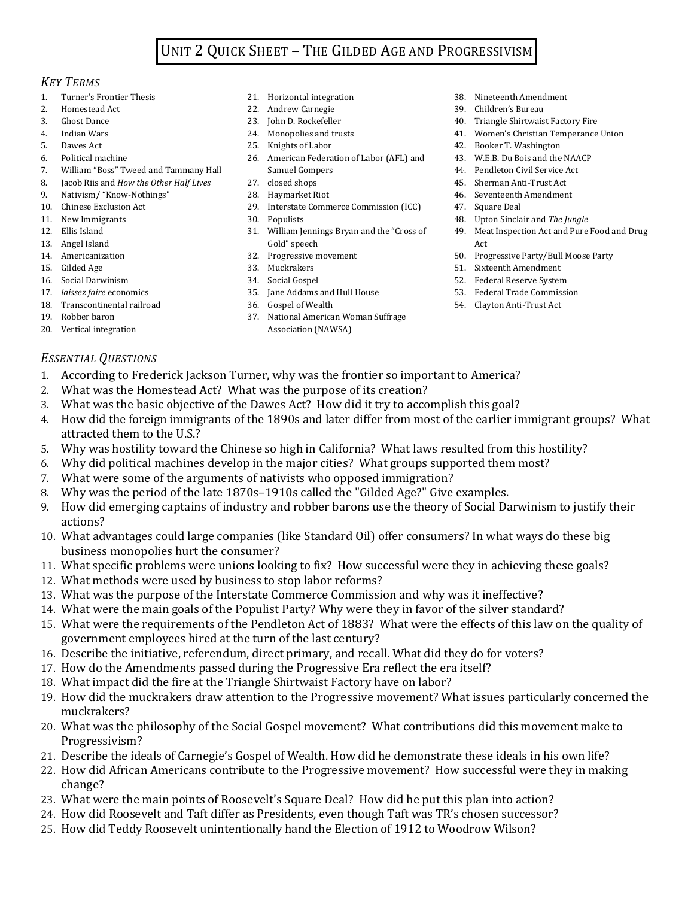# Unit 2 Quick Sheet – The Gilded Age and Progressivism

## *Key Terms*

1. Turner's Frontier Thesis
2. Homestead Act
3. Ghost Dance
4. Indian Wars
5. Dawes Act
6. Political machine
7. William "Boss" Tweed and Tammany Hall
8. Jacob Riis and *How the Other Half Lives*
9. Nativism/ "Know-Nothings"
10. Chinese Exclusion Act
11. New Immigrants
12. Ellis Island
13. Angel Island
14. Americanization
15. Gilded Age
16. Social Darwinism
17. *laissez faire* economics
18. Transcontinental railroad
19. Robber baron
20. Vertical integration
21. Horizontal integration
22. Andrew Carnegie
23. John D. Rockefeller
24. Monopolies and trusts
25. Knights of Labor
26. American Federation of Labor (AFL) and Samuel Gompers
27. closed shops
28. Haymarket Riot
29. Interstate Commerce Commission (ICC)
30. Populists
31. William Jennings Bryan and the "Cross of Gold" speech
32. Progressive movement
33. Muckrakers
34. Social Gospel
35. Jane Addams and Hull House
36. Gospel of Wealth
37. National American Woman Suffrage Association (NAWSA)
38. Nineteenth Amendment
39. Children's Bureau
40. Triangle Shirtwaist Factory Fire
41. Women's Christian Temperance Union
42. Booker T. Washington
43. W.E.B. Du Bois and the NAACP
44. Pendleton Civil Service Act
45. Sherman Anti-Trust Act
46. Seventeenth Amendment
47. Square Deal
48. Upton Sinclair and *The Jungle*
49. Meat Inspection Act and Pure Food and Drug Act
50. Progressive Party/Bull Moose Party
51. Sixteenth Amendment
52. Federal Reserve System
53. Federal Trade Commission
54. Clayton Anti-Trust Act

## *Essential Questions*

1. According to Frederick Jackson Turner, why was the frontier so important to America?
2. What was the Homestead Act? What was the purpose of its creation?
3. What was the basic objective of the Dawes Act? How did it try to accomplish this goal?
4. How did the foreign immigrants of the 1890s and later differ from most of the earlier immigrant groups? What attracted them to the U.S.?
5. Why was hostility toward the Chinese so high in California? What laws resulted from this hostility?
6. Why did political machines develop in the major cities? What groups supported them most?
7. What were some of the arguments of nativists who opposed immigration?
8. Why was the period of the late 1870s–1910s called the "Gilded Age?" Give examples.
9. How did emerging captains of industry and robber barons use the theory of Social Darwinism to justify their actions?
10. What advantages could large companies (like Standard Oil) offer consumers? In what ways do these big business monopolies hurt the consumer?
11. What specific problems were unions looking to fix? How successful were they in achieving these goals?
12. What methods were used by business to stop labor reforms?
13. What was the purpose of the Interstate Commerce Commission and why was it ineffective?
14. What were the main goals of the Populist Party? Why were they in favor of the silver standard?
15. What were the requirements of the Pendleton Act of 1883? What were the effects of this law on the quality of government employees hired at the turn of the last century?
16. Describe the initiative, referendum, direct primary, and recall. What did they do for voters?
17. How do the Amendments passed during the Progressive Era reflect the era itself?
18. What impact did the fire at the Triangle Shirtwaist Factory have on labor?
19. How did the muckrakers draw attention to the Progressive movement? What issues particularly concerned the muckrakers?
20. What was the philosophy of the Social Gospel movement? What contributions did this movement make to Progressivism?
21. Describe the ideals of Carnegie's Gospel of Wealth. How did he demonstrate these ideals in his own life?
22. How did African Americans contribute to the Progressive movement? How successful were they in making change?
23. What were the main points of Roosevelt's Square Deal? How did he put this plan into action?
24. How did Roosevelt and Taft differ as Presidents, even though Taft was TR's chosen successor?
25. How did Teddy Roosevelt unintentionally hand the Election of 1912 to Woodrow Wilson?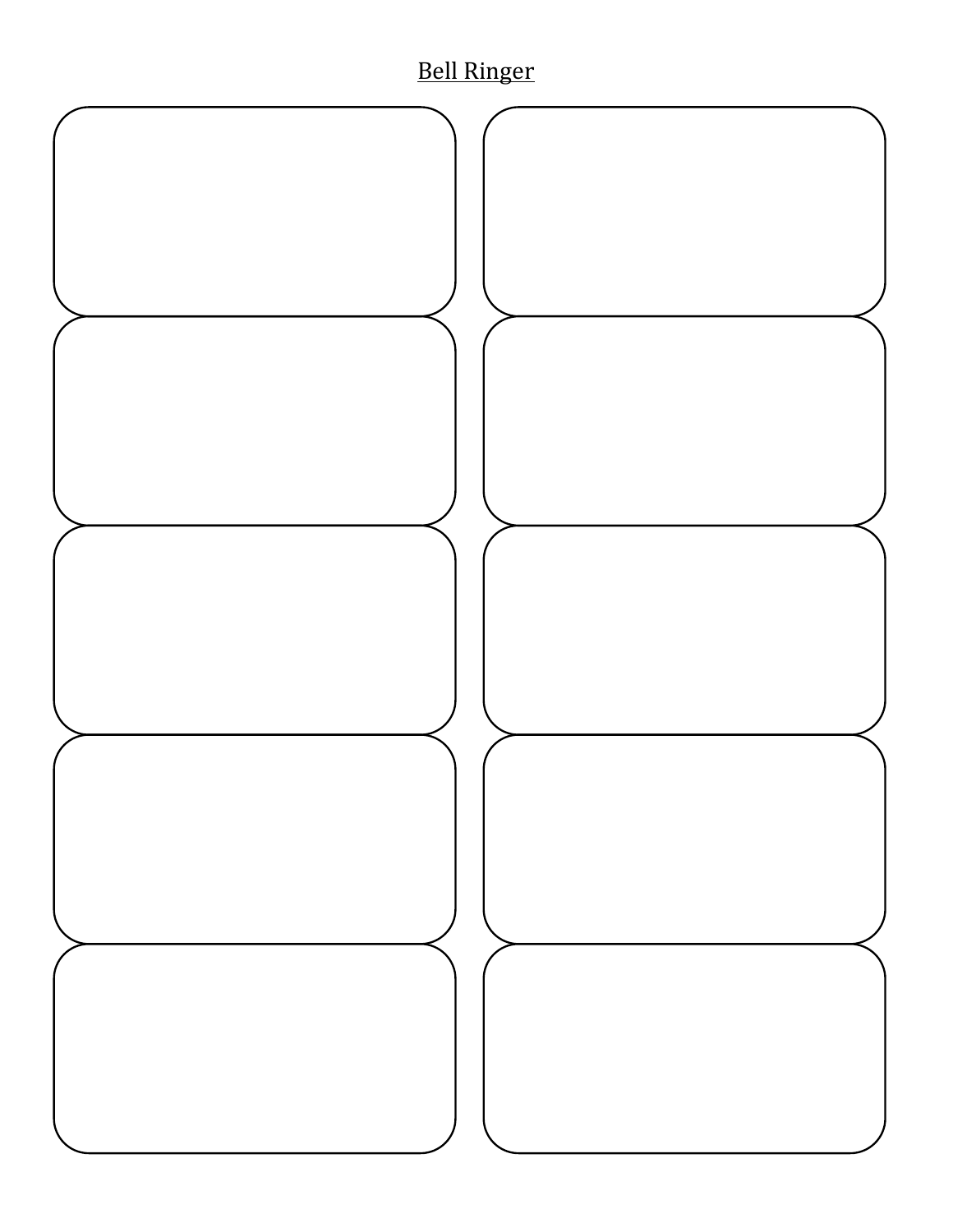Bell Ringer